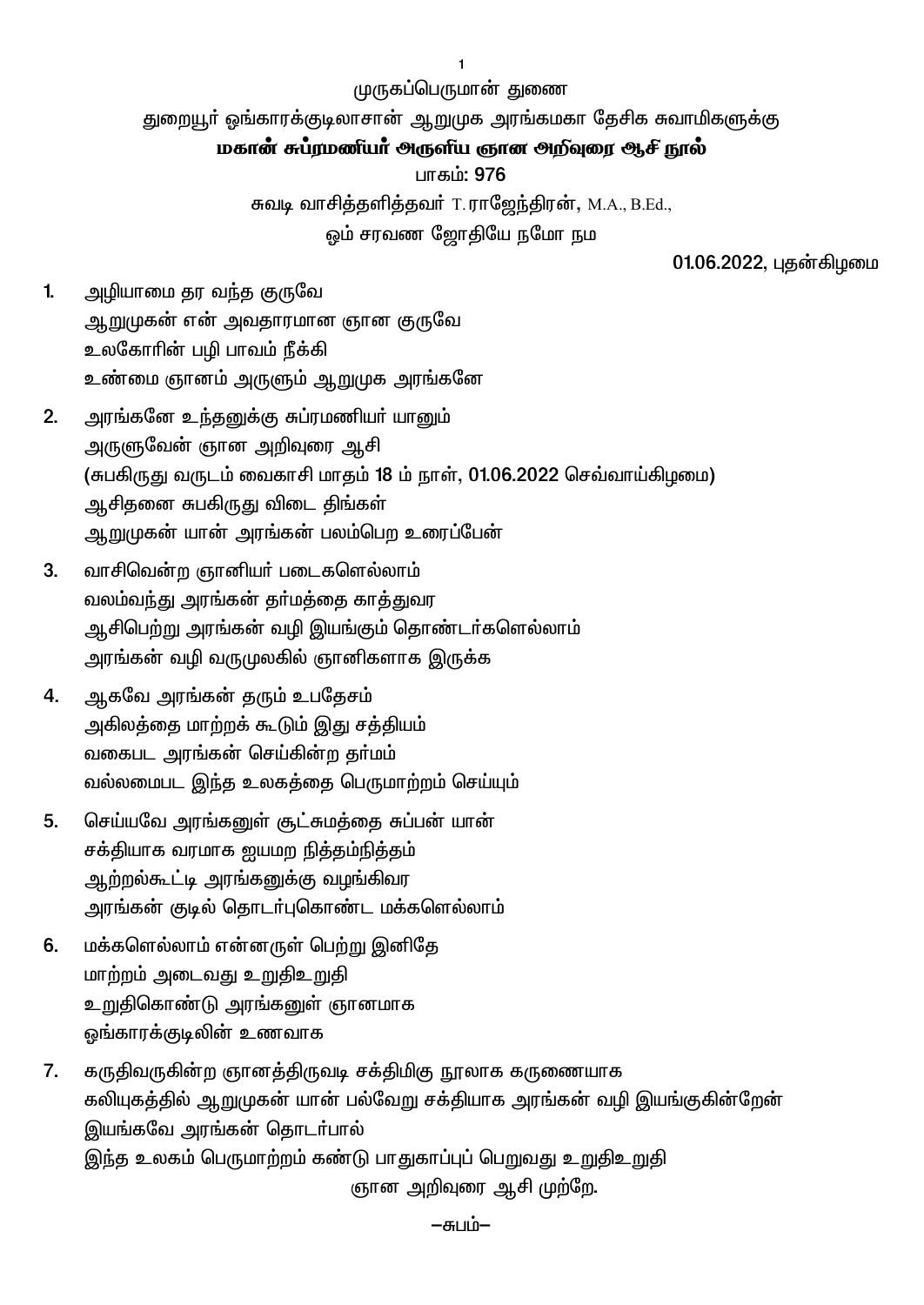முருகப்பெருமான் துணை

துறையூர் ஓங்காரக்குடிலாசான் ஆறுமுக அரங்கமகா தேசிக சுவாமிகளுக்கு

**மகான் சுப்ரமணியர் அருளிய ஞான அறிவுரை ஆசி நூல்**

பாகம்: 976

சுவடி வாசித்தளித்தவர் T. ராஜேந்திரன், M.A., B.Ed.,

ஓம் சரவண ஜோதியே நமோ நம

01.06.2022, புதன்கிழமை

1. அழியாமை தர வந்த குருவே
   ஆறுமுகன் என் அவதாரமான ஞான குருவே
   உலகோரின் பழி பாவம் நீக்கி
   உண்மை ஞானம் அருளும் ஆறுமுக அரங்கனே

2. அரங்கனே உந்தனுக்கு சுப்ரமணியர் யானும்
   அருளுவேன் ஞான அறிவுரை ஆசி
   (சுபகிருது வருடம் வைகாசி மாதம் 18 ம் நாள், 01.06.2022 செவ்வாய்கிழமை)
   ஆசிதனை சுபகிருது விடை திங்கள்
   ஆறுமுகன் யான் அரங்கன் பலம்பெற உரைப்பேன்

3. வாசிவென்ற ஞானியர் படைகளெல்லாம்
   வலம்வந்து அரங்கன் தர்மத்தை காத்துவர
   ஆசிபெற்று அரங்கன் வழி இயங்கும் தொண்டர்களெல்லாம்
   அரங்கன் வழி வருமுலகில் ஞானிகளாக இருக்க

4. ஆகவே அரங்கன் தரும் உபதேசம்
   அகிலத்தை மாற்றக் கூடும் இது சத்தியம்
   வகைபட அரங்கன் செய்கின்ற தர்மம்
   வல்லமைபட இந்த உலகத்தை பெருமாற்றம் செய்யும்

5. செய்யவே அரங்கனுள் சூட்சுமத்தை சுப்பன் யான்
   சக்தியாக வரமாக ஐயமற நித்தம்நித்தம்
   ஆற்றல்கூட்டி அரங்கனுக்கு வழங்கிவர
   அரங்கன் குடில் தொடர்புகொண்ட மக்களெல்லாம்

6. மக்களெல்லாம் என்னருள் பெற்று இனிதே
   மாற்றம் அடைவது உறுதிஉறுதி
   உறுதிகொண்டு அரங்கனுள் ஞானமாக
   ஓங்காரக்குடிலின் உணவாக

7. கருதிவருகின்ற ஞானத்திருவடி சக்திமிகு நூலாக கருணையாக
   கலியுகத்தில் ஆறுமுகன் யான் பல்வேறு சக்தியாக அரங்கன் வழி இயங்குகின்றேன்
   இயங்கவே அரங்கன் தொடர்பால்
   இந்த உலகம் பெருமாற்றம் கண்டு பாதுகாப்புப் பெறுவது உறுதிஉறுதி

ஞான அறிவுரை ஆசி முற்றே.

–சுபம்–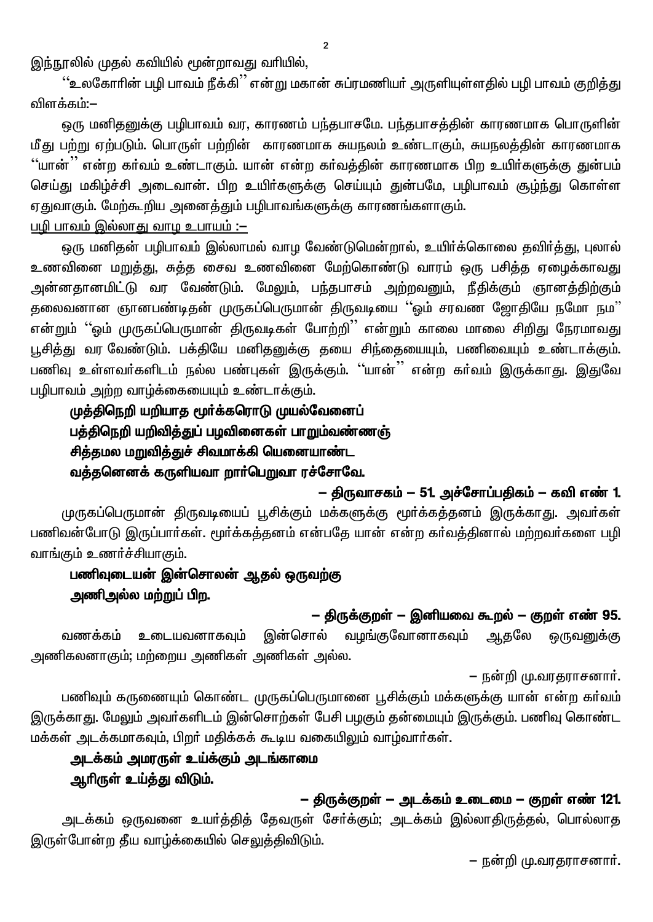இந்நூலில் முதல் கவியில் மூன்றாவது வரியில்,

''உலகோரின் பழி பாவம் நீக்கி'' என்று மகான் சுப்ரமணியர் அருளியுள்ளதில் பழி பாவம் குறித்து விளக்கம்:–

ஒரு மனிதனுக்கு பழிபாவம் வர, காரணம் பந்தபாசமே. பந்தபாசத்தின் காரணமாக பொருளின் மீது பற்று ஏற்படும். பொருள் பற்றின் காரணமாக சுயநலம் உண்டாகும், சுயநலத்தின் காரணமாக ''யான்'' என்ற கர்வம் உண்டாகும். யான் என்ற கர்வத்தின் காரணமாக பிற உயிர்களுக்கு துன்பம் செய்து மகிழ்ச்சி அடைவான். பிற உயிர்களுக்கு செய்யும் துன்பமே, பழிபாவம் சூழ்ந்து கொள்ள ஏதுவாகும். மேற்கூறிய அனைத்தும் பழிபாவங்களுக்கு காரணங்களாகும்.

<u>பழி பாவம் இல்லாது வாழ உபாயம் :–</u>

ஒரு மனிதன் பழிபாவம் இல்லாமல் வாழ வேண்டுமென்றால், உயிர்க்கொலை தவிர்த்து, புலால் உணவினை மறுத்து, சுத்த சைவ உணவினை மேற்கொண்டு வாரம் ஒரு பசித்த ஏழைக்காவது அன்னதானமிட்டு வர வேண்டும். மேலும், பந்தபாசம் அற்றவனும், நீதிக்கும் ஞானத்திற்கும் தலைவனான ஞானபண்டிதன் முருகப்பெருமான் திருவடியை ''ஓம் சரவண ஜோதியே நமோ நம'' என்றும் ''ஓம் முருகப்பெருமான் திருவடிகள் போற்றி'' என்றும் காலை மாலை சிறிது நேரமாவது பூசித்து வர வேண்டும். பக்தியே மனிதனுக்கு தயை சிந்தையையும், பணிவையும் உண்டாக்கும். பணிவு உள்ளவர்களிடம் நல்ல பண்புகள் இருக்கும். ''யான்'' என்ற கர்வம் இருக்காது. இதுவே பழிபாவம் அற்ற வாழ்க்கையையும் உண்டாக்கும்.

**முத்திநெறி யறியாத மூர்க்கரொடு முயல்வேனைப்**
**பத்திநெறி யறிவித்துப் பழவினைகள் பாறும்வண்ணஞ்**
**சித்தமல மறுவித்துச் சிவமாக்கி யெனையாண்ட**
**வத்தனெனக் கருளியவா றார்பெறுவா ரச்சோவே.**

**– திருவாசகம் – 51. அச்சோப்பதிகம் – கவி எண் 1.**

முருகப்பெருமான் திருவடியைப் பூசிக்கும் மக்களுக்கு மூர்க்கத்தனம் இருக்காது. அவர்கள் பணிவன்போடு இருப்பார்கள். மூர்க்கத்தனம் என்பதே யான் என்ற கர்வத்தினால் மற்றவர்களை பழி வாங்கும் உணர்ச்சியாகும்.

**பணிவுடையன் இன்சொலன் ஆதல் ஒருவற்கு**
**அணிஅல்ல மற்றுப் பிற.**

**– திருக்குறள் – இனியவை கூறல் – குறள் எண் 95.**

வணக்கம் உடையவனாகவும் இன்சொல் வழங்குவோனாகவும் ஆதலே ஒருவனுக்கு அணிகலனாகும்; மற்றைய அணிகள் அணிகள் அல்ல.

– நன்றி மு.வரதராசனார்.

பணிவும் கருணையும் கொண்ட முருகப்பெருமானை பூசிக்கும் மக்களுக்கு யான் என்ற கர்வம் இருக்காது. மேலும் அவர்களிடம் இன்சொற்கள் பேசி பழகும் தன்மையும் இருக்கும். பணிவு கொண்ட மக்கள் அடக்கமாகவும், பிறர் மதிக்கக் கூடிய வகையிலும் வாழ்வார்கள்.

**அடக்கம் அமரருள் உய்க்கும் அடங்காமை**
**ஆரிருள் உய்த்து விடும்.**

**– திருக்குறள் – அடக்கம் உடைமை – குறள் எண் 121.**

அடக்கம் ஒருவனை உயர்த்தித் தேவருள் சேர்க்கும்; அடக்கம் இல்லாதிருத்தல், பொல்லாத இருள்போன்ற தீய வாழ்க்கையில் செலுத்திவிடும்.

– நன்றி மு.வரதராசனார்.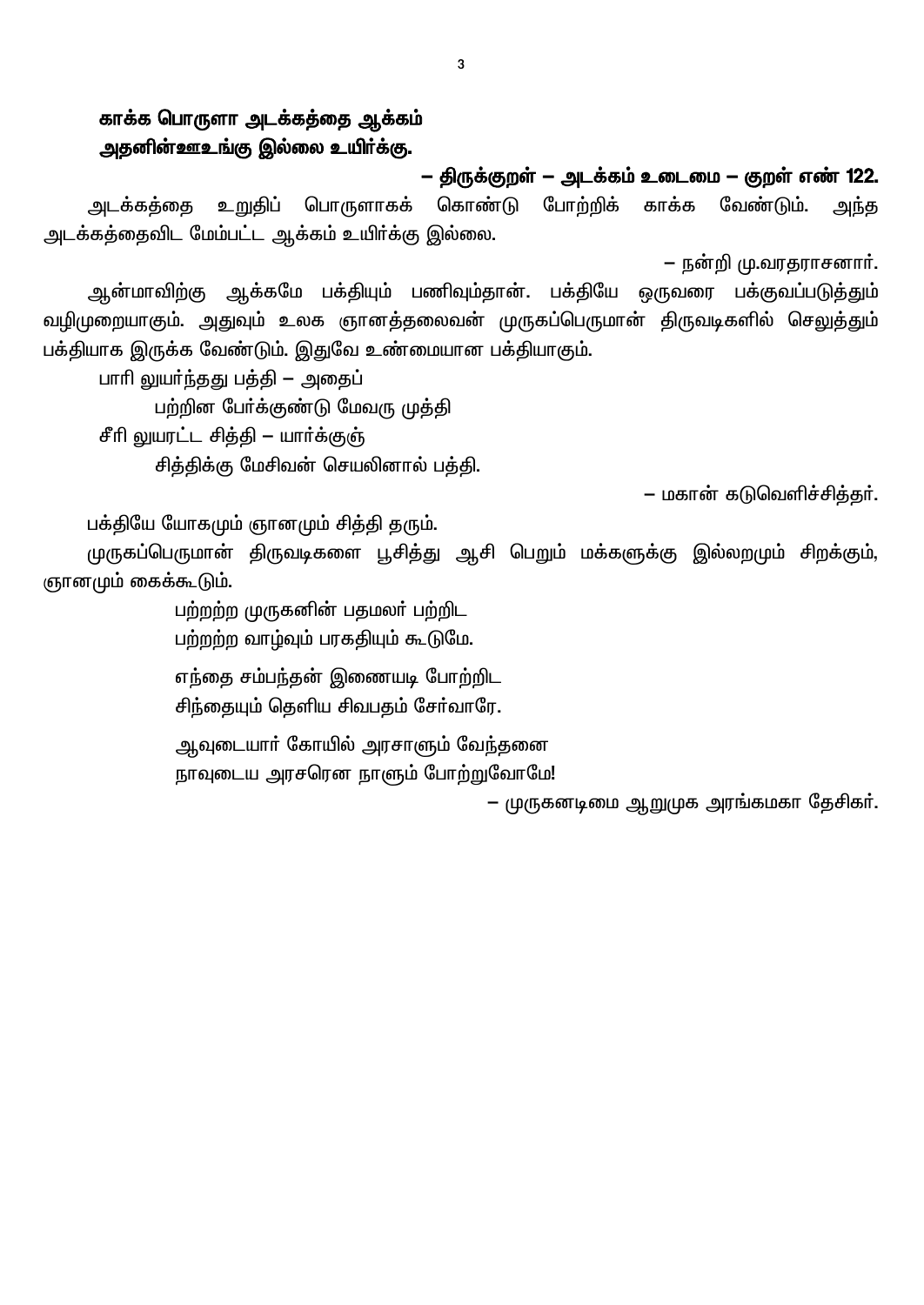**காக்க பொருளா அடக்கத்தை ஆக்கம்**
**அதனின்ஊஉங்கு இல்லை உயிர்க்கு.**

**– திருக்குறள் – அடக்கம் உடைமை – குறள் எண் 122.**

அடக்கத்தை உறுதிப் பொருளாகக் கொண்டு போற்றிக் காக்க வேண்டும். அந்த அடக்கத்தைவிட மேம்பட்ட ஆக்கம் உயிர்க்கு இல்லை.

– நன்றி மு.வரதராசனார்.

ஆன்மாவிற்கு ஆக்கமே பக்தியும் பணிவும்தான். பக்தியே ஒருவரை பக்குவப்படுத்தும் வழிமுறையாகும். அதுவும் உலக ஞானத்தலைவன் முருகப்பெருமான் திருவடிகளில் செலுத்தும் பக்தியாக இருக்க வேண்டும். இதுவே உண்மையான பக்தியாகும்.

பாரி லுயர்ந்தது பத்தி – அதைப்
பற்றின பேர்க்குண்டு மேவரு முத்தி
சீரி லுயரட்ட சித்தி – யார்க்குஞ்
சித்திக்கு மேசிவன் செயலினால் பத்தி.

– மகான் கடுவெளிச்சித்தர்.

பக்தியே யோகமும் ஞானமும் சித்தி தரும்.

முருகப்பெருமான் திருவடிகளை பூசித்து ஆசி பெறும் மக்களுக்கு இல்லறமும் சிறக்கும், ஞானமும் கைக்கூடும்.

பற்றற்ற முருகனின் பதமலர் பற்றிட
பற்றற்ற வாழ்வும் பரகதியும் கூடுமே.

எந்தை சம்பந்தன் இணையடி போற்றிட
சிந்தையும் தெளிய சிவபதம் சேர்வாரே.

ஆவுடையார் கோயில் அரசாளும் வேந்தனை
நாவுடைய அரசரென நாளும் போற்றுவோமே!

– முருகனடிமை ஆறுமுக அரங்கமகா தேசிகர்.